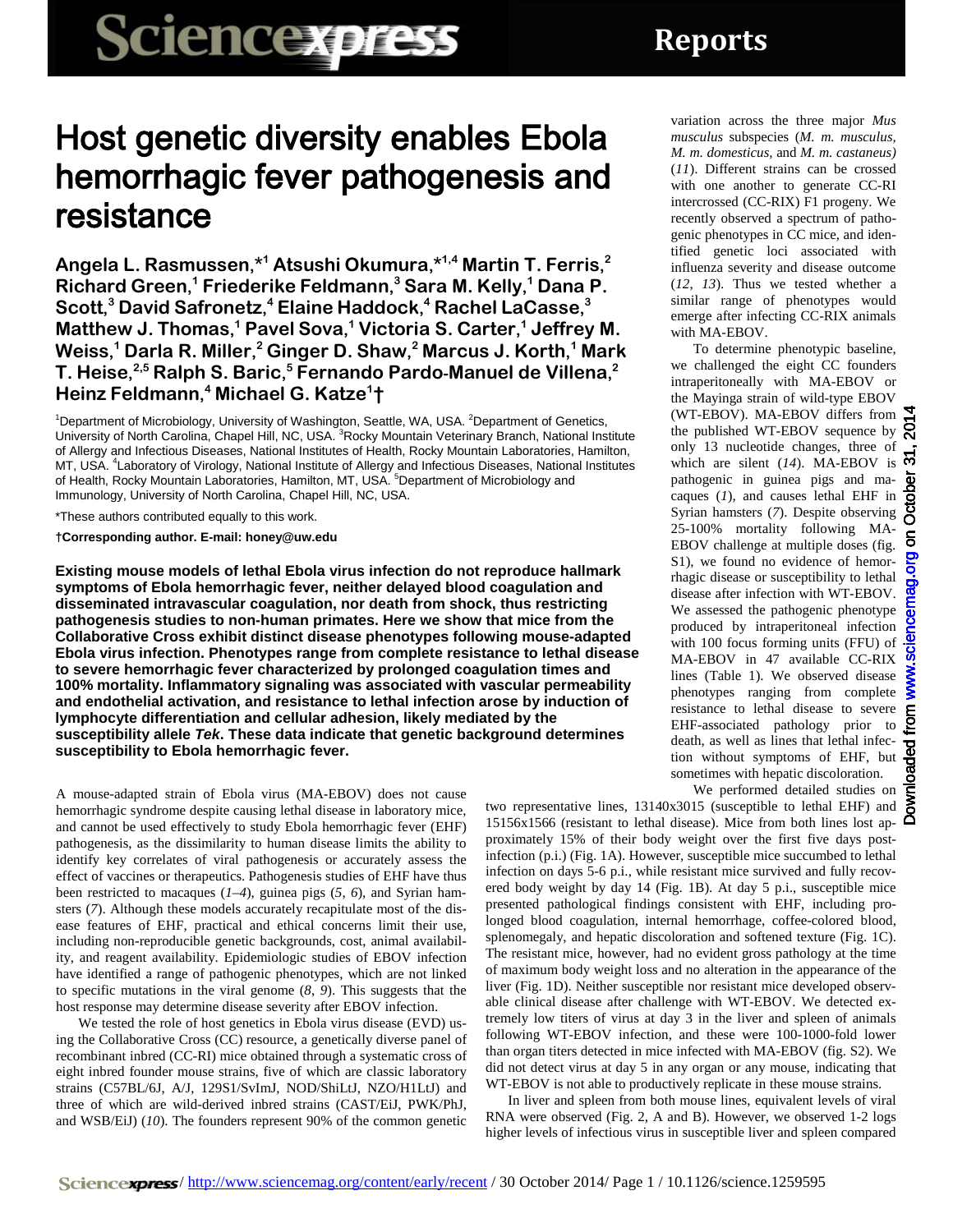# Host genetic diversity enables Ebola hemorrhagic fever pathogenesis and resistance

**Angela L. Rasmussen,*[1] Atsushi Okumura,*[1,4] Martin T. Ferris,[2] Richard Green,[1] Friederike Feldmann,[3] Sara M. Kelly,[1] Dana P. Scott,[3] David Safronetz,[4] Elaine Haddock,[4] Rachel LaCasse,[3] Matthew J. Thomas,[1] Pavel Sova,[1] Victoria S. Carter,[1] Jeffrey M. Weiss,[1] Darla R. Miller,[2] Ginger D. Shaw,[2] Marcus J. Korth,[1] Mark T. Heise,[2,5] Ralph S. Baric,[5] Fernando Pardo-Manuel de Villena,[2] Heinz Feldmann,[4] Michael G. Katze[1]†**

[1]Department of Microbiology, University of Washington, Seattle, WA, USA. [2]Department of Genetics, University of North Carolina, Chapel Hill, NC, USA. [3]Rocky Mountain Veterinary Branch, National Institute of Allergy and Infectious Diseases, National Institutes of Health, Rocky Mountain Laboratories, Hamilton, MT, USA. [4]Laboratory of Virology, National Institute of Allergy and Infectious Diseases, National Institutes of Health, Rocky Mountain Laboratories, Hamilton, MT, USA. [5]Department of Microbiology and Immunology, University of North Carolina, Chapel Hill, NC, USA.

*These authors contributed equally to this work.

**†Corresponding author. E-mail: honey@uw.edu**

**Existing mouse models of lethal Ebola virus infection do not reproduce hallmark symptoms of Ebola hemorrhagic fever, neither delayed blood coagulation and disseminated intravascular coagulation, nor death from shock, thus restricting pathogenesis studies to non-human primates. Here we show that mice from the Collaborative Cross exhibit distinct disease phenotypes following mouse-adapted Ebola virus infection. Phenotypes range from complete resistance to lethal disease to severe hemorrhagic fever characterized by prolonged coagulation times and 100% mortality. Inflammatory signaling was associated with vascular permeability and endothelial activation, and resistance to lethal infection arose by induction of lymphocyte differentiation and cellular adhesion, likely mediated by the susceptibility allele *Tek*. These data indicate that genetic background determines susceptibility to Ebola hemorrhagic fever.**

A mouse-adapted strain of Ebola virus (MA-EBOV) does not cause hemorrhagic syndrome despite causing lethal disease in laboratory mice, and cannot be used effectively to study Ebola hemorrhagic fever (EHF) pathogenesis, as the dissimilarity to human disease limits the ability to identify key correlates of viral pathogenesis or accurately assess the effect of vaccines or therapeutics. Pathogenesis studies of EHF have thus been restricted to macaques (*1*–*4*), guinea pigs (*5*, *6*), and Syrian hamsters (*7*). Although these models accurately recapitulate most of the disease features of EHF, practical and ethical concerns limit their use, including non-reproducible genetic backgrounds, cost, animal availability, and reagent availability. Epidemiologic studies of EBOV infection have identified a range of pathogenic phenotypes, which are not linked to specific mutations in the viral genome (*8*, *9*). This suggests that the host response may determine disease severity after EBOV infection.

We tested the role of host genetics in Ebola virus disease (EVD) using the Collaborative Cross (CC) resource, a genetically diverse panel of recombinant inbred (CC-RI) mice obtained through a systematic cross of eight inbred founder mouse strains, five of which are classic laboratory strains (C57BL/6J, A/J, 129S1/SvImJ, NOD/ShiLtJ, NZO/H1LtJ) and three of which are wild-derived inbred strains (CAST/EiJ, PWK/PhJ, and WSB/EiJ) (*10*). The founders represent 90% of the common genetic variation across the three major *Mus musculus* subspecies (*M. m. musculus, M. m. domesticus,* and *M. m. castaneus)* (*11*). Different strains can be crossed with one another to generate CC-RI intercrossed (CC-RIX) F1 progeny. We recently observed a spectrum of pathogenic phenotypes in CC mice, and identified genetic loci associated with influenza severity and disease outcome (*12*, *13*). Thus we tested whether a similar range of phenotypes would emerge after infecting CC-RIX animals with MA-EBOV.

To determine phenotypic baseline, we challenged the eight CC founders intraperitoneally with MA-EBOV or the Mayinga strain of wild-type EBOV (WT-EBOV). MA-EBOV differs from the published WT-EBOV sequence by only 13 nucleotide changes, three of which are silent (*14*). MA-EBOV is pathogenic in guinea pigs and macaques (*1*), and causes lethal EHF in Syrian hamsters (*7*). Despite observing 25-100% mortality following MA-EBOV challenge at multiple doses (fig. S1), we found no evidence of hemorrhagic disease or susceptibility to lethal disease after infection with WT-EBOV. We assessed the pathogenic phenotype produced by intraperitoneal infection with 100 focus forming units (FFU) of MA-EBOV in 47 available CC-RIX lines (Table 1). We observed disease phenotypes ranging from complete resistance to lethal disease to severe EHF-associated pathology prior to death, as well as lines that lethal infection without symptoms of EHF, but sometimes with hepatic discoloration.

We performed detailed studies on two representative lines, 13140x3015 (susceptible to lethal EHF) and 15156x1566 (resistant to lethal disease). Mice from both lines lost approximately 15% of their body weight over the first five days post-infection (p.i.) (Fig. 1A). However, susceptible mice succumbed to lethal infection on days 5-6 p.i., while resistant mice survived and fully recovered body weight by day 14 (Fig. 1B). At day 5 p.i., susceptible mice presented pathological findings consistent with EHF, including prolonged blood coagulation, internal hemorrhage, coffee-colored blood, splenomegaly, and hepatic discoloration and softened texture (Fig. 1C). The resistant mice, however, had no evident gross pathology at the time of maximum body weight loss and no alteration in the appearance of the liver (Fig. 1D). Neither susceptible nor resistant mice developed observable clinical disease after challenge with WT-EBOV. We detected extremely low titers of virus at day 3 in the liver and spleen of animals following WT-EBOV infection, and these were 100-1000-fold lower than organ titers detected in mice infected with MA-EBOV (fig. S2). We did not detect virus at day 5 in any organ or any mouse, indicating that WT-EBOV is not able to productively replicate in these mouse strains.

In liver and spleen from both mouse lines, equivalent levels of viral RNA were observed (Fig. 2, A and B). However, we observed 1-2 logs higher levels of infectious virus in susceptible liver and spleen compared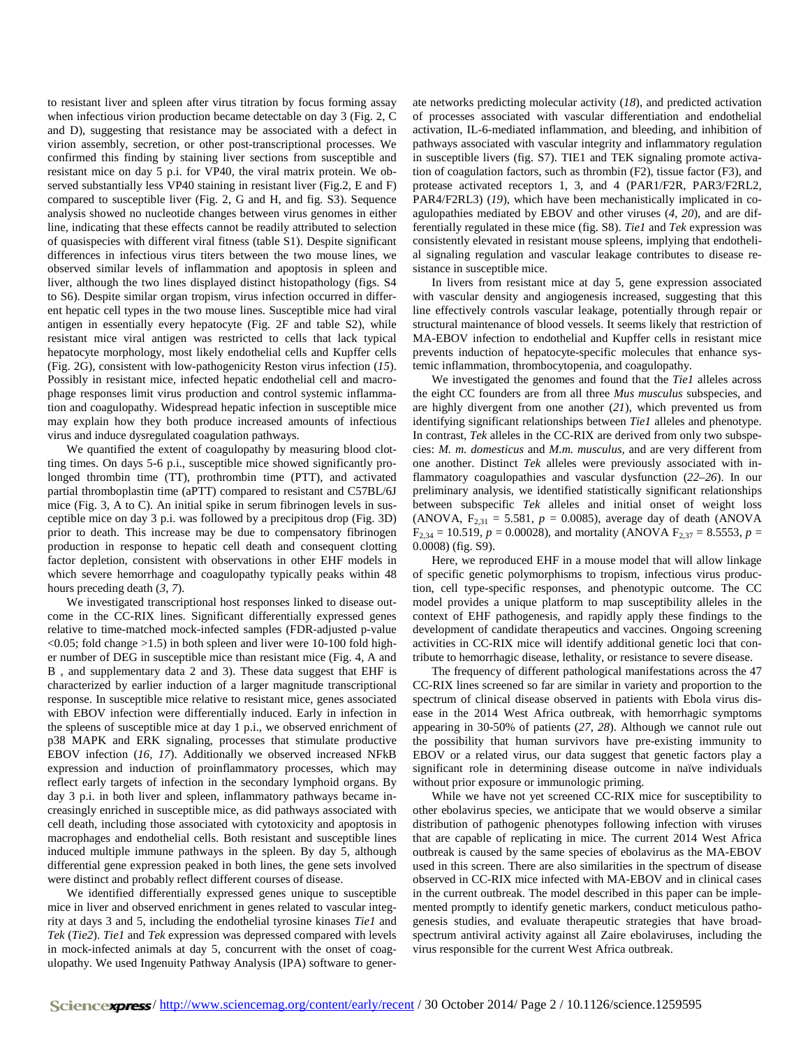to resistant liver and spleen after virus titration by focus forming assay when infectious virion production became detectable on day 3 (Fig. 2, C and D), suggesting that resistance may be associated with a defect in virion assembly, secretion, or other post-transcriptional processes. We confirmed this finding by staining liver sections from susceptible and resistant mice on day 5 p.i. for VP40, the viral matrix protein. We observed substantially less VP40 staining in resistant liver (Fig.2, E and F) compared to susceptible liver (Fig. 2, G and H, and fig. S3). Sequence analysis showed no nucleotide changes between virus genomes in either line, indicating that these effects cannot be readily attributed to selection of quasispecies with different viral fitness (table S1). Despite significant differences in infectious virus titers between the two mouse lines, we observed similar levels of inflammation and apoptosis in spleen and liver, although the two lines displayed distinct histopathology (figs. S4 to S6). Despite similar organ tropism, virus infection occurred in different hepatic cell types in the two mouse lines. Susceptible mice had viral antigen in essentially every hepatocyte (Fig. 2F and table S2), while resistant mice viral antigen was restricted to cells that lack typical hepatocyte morphology, most likely endothelial cells and Kupffer cells (Fig. 2G), consistent with low-pathogenicity Reston virus infection (*15*). Possibly in resistant mice, infected hepatic endothelial cell and macrophage responses limit virus production and control systemic inflammation and coagulopathy. Widespread hepatic infection in susceptible mice may explain how they both produce increased amounts of infectious virus and induce dysregulated coagulation pathways.

We quantified the extent of coagulopathy by measuring blood clotting times. On days 5-6 p.i., susceptible mice showed significantly prolonged thrombin time (TT), prothrombin time (PTT), and activated partial thromboplastin time (aPTT) compared to resistant and C57BL/6J mice (Fig. 3, A to C). An initial spike in serum fibrinogen levels in susceptible mice on day 3 p.i. was followed by a precipitous drop (Fig. 3D) prior to death. This increase may be due to compensatory fibrinogen production in response to hepatic cell death and consequent clotting factor depletion, consistent with observations in other EHF models in which severe hemorrhage and coagulopathy typically peaks within 48 hours preceding death (*3*, *7*).

We investigated transcriptional host responses linked to disease outcome in the CC-RIX lines. Significant differentially expressed genes relative to time-matched mock-infected samples (FDR-adjusted p-value <0.05; fold change >1.5) in both spleen and liver were 10-100 fold higher number of DEG in susceptible mice than resistant mice (Fig. 4, A and B , and supplementary data 2 and 3). These data suggest that EHF is characterized by earlier induction of a larger magnitude transcriptional response. In susceptible mice relative to resistant mice, genes associated with EBOV infection were differentially induced. Early in infection in the spleens of susceptible mice at day 1 p.i., we observed enrichment of p38 MAPK and ERK signaling, processes that stimulate productive EBOV infection (*16*, *17*). Additionally we observed increased NFkB expression and induction of proinflammatory processes, which may reflect early targets of infection in the secondary lymphoid organs. By day 3 p.i. in both liver and spleen, inflammatory pathways became increasingly enriched in susceptible mice, as did pathways associated with cell death, including those associated with cytotoxicity and apoptosis in macrophages and endothelial cells. Both resistant and susceptible lines induced multiple immune pathways in the spleen. By day 5, although differential gene expression peaked in both lines, the gene sets involved were distinct and probably reflect different courses of disease.

We identified differentially expressed genes unique to susceptible mice in liver and observed enrichment in genes related to vascular integrity at days 3 and 5, including the endothelial tyrosine kinases *Tie1* and *Tek* (*Tie2*). *Tie1* and *Tek* expression was depressed compared with levels in mock-infected animals at day 5, concurrent with the onset of coagulopathy. We used Ingenuity Pathway Analysis (IPA) software to generate networks predicting molecular activity (*18*), and predicted activation of processes associated with vascular differentiation and endothelial activation, IL-6-mediated inflammation, and bleeding, and inhibition of pathways associated with vascular integrity and inflammatory regulation in susceptible livers (fig. S7). TIE1 and TEK signaling promote activation of coagulation factors, such as thrombin (F2), tissue factor (F3), and protease activated receptors 1, 3, and 4 (PAR1/F2R, PAR3/F2RL2, PAR4/F2RL3) (*19*), which have been mechanistically implicated in coagulopathies mediated by EBOV and other viruses (*4*, *20*), and are differentially regulated in these mice (fig. S8). *Tie1* and *Tek* expression was consistently elevated in resistant mouse spleens, implying that endothelial signaling regulation and vascular leakage contributes to disease resistance in susceptible mice.

In livers from resistant mice at day 5, gene expression associated with vascular density and angiogenesis increased, suggesting that this line effectively controls vascular leakage, potentially through repair or structural maintenance of blood vessels. It seems likely that restriction of MA-EBOV infection to endothelial and Kupffer cells in resistant mice prevents induction of hepatocyte-specific molecules that enhance systemic inflammation, thrombocytopenia, and coagulopathy.

We investigated the genomes and found that the *Tie1* alleles across the eight CC founders are from all three *Mus musculus* subspecies, and are highly divergent from one another (*21*), which prevented us from identifying significant relationships between *Tie1* alleles and phenotype. In contrast, *Tek* alleles in the CC-RIX are derived from only two subspecies: *M. m. domesticus* and *M.m. musculus,* and are very different from one another. Distinct *Tek* alleles were previously associated with inflammatory coagulopathies and vascular dysfunction (*22*–*26*). In our preliminary analysis, we identified statistically significant relationships between subspecific *Tek* alleles and initial onset of weight loss (ANOVA, $F_{2,31}$ = 5.581, $p$ = 0.0085), average day of death (ANOVA $F_{2,34}$ = 10.519, $p$ = 0.00028), and mortality (ANOVA $F_{2,37}$ = 8.5553, $p$ = 0.0008) (fig. S9).

Here, we reproduced EHF in a mouse model that will allow linkage of specific genetic polymorphisms to tropism, infectious virus production, cell type-specific responses, and phenotypic outcome. The CC model provides a unique platform to map susceptibility alleles in the context of EHF pathogenesis, and rapidly apply these findings to the development of candidate therapeutics and vaccines. Ongoing screening activities in CC-RIX mice will identify additional genetic loci that contribute to hemorrhagic disease, lethality, or resistance to severe disease.

The frequency of different pathological manifestations across the 47 CC-RIX lines screened so far are similar in variety and proportion to the spectrum of clinical disease observed in patients with Ebola virus disease in the 2014 West Africa outbreak, with hemorrhagic symptoms appearing in 30-50% of patients (*27*, *28*). Although we cannot rule out the possibility that human survivors have pre-existing immunity to EBOV or a related virus, our data suggest that genetic factors play a significant role in determining disease outcome in naïve individuals without prior exposure or immunologic priming.

While we have not yet screened CC-RIX mice for susceptibility to other ebolavirus species, we anticipate that we would observe a similar distribution of pathogenic phenotypes following infection with viruses that are capable of replicating in mice. The current 2014 West Africa outbreak is caused by the same species of ebolavirus as the MA-EBOV used in this screen. There are also similarities in the spectrum of disease observed in CC-RIX mice infected with MA-EBOV and in clinical cases in the current outbreak. The model described in this paper can be implemented promptly to identify genetic markers, conduct meticulous pathogenesis studies, and evaluate therapeutic strategies that have broad-spectrum antiviral activity against all Zaire ebolaviruses, including the virus responsible for the current West Africa outbreak.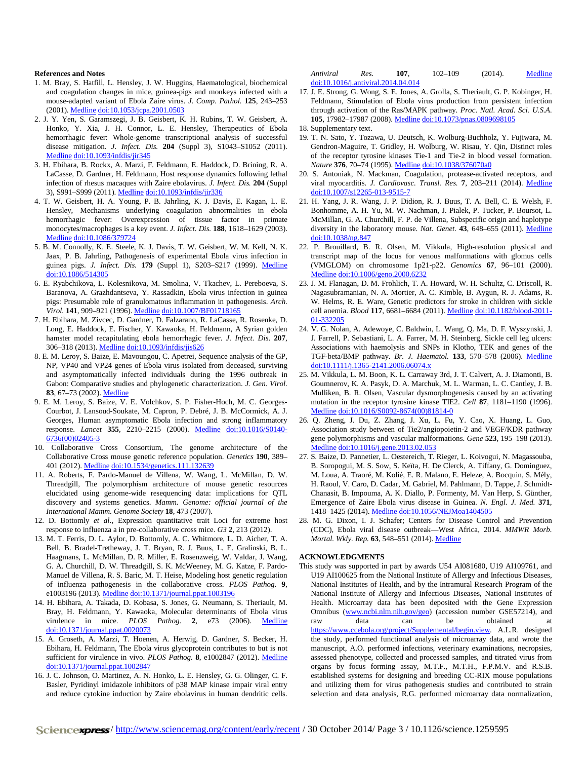## References and Notes

1. M. Bray, S. Hatfill, L. Hensley, J. W. Huggins, Haematological, biochemical and coagulation changes in mice, guinea-pigs and monkeys infected with a mouse-adapted variant of Ebola Zaire virus. *J. Comp. Pathol.* **125**, 243–253 (2001). Medline doi:10.1053/jcpa.2001.0503
2. J. Y. Yen, S. Garamszegi, J. B. Geisbert, K. H. Rubins, T. W. Geisbert, A. Honko, Y. Xia, J. H. Connor, L. E. Hensley, Therapeutics of Ebola hemorrhagic fever: Whole-genome transcriptional analysis of successful disease mitigation. *J. Infect. Dis.* **204** (Suppl 3), S1043–S1052 (2011). Medline doi:10.1093/infdis/jir345
3. H. Ebihara, B. Rockx, A. Marzi, F. Feldmann, E. Haddock, D. Brining, R. A. LaCasse, D. Gardner, H. Feldmann, Host response dynamics following lethal infection of rhesus macaques with Zaire ebolavirus. *J. Infect. Dis.* **204** (Suppl 3), S991–S999 (2011). Medline doi:10.1093/infdis/jir336
4. T. W. Geisbert, H. A. Young, P. B. Jahrling, K. J. Davis, E. Kagan, L. E. Hensley, Mechanisms underlying coagulation abnormalities in ebola hemorrhagic fever: Overexpression of tissue factor in primate monocytes/macrophages is a key event. *J. Infect. Dis.* **188**, 1618–1629 (2003). Medline doi:10.1086/379724
5. B. M. Connolly, K. E. Steele, K. J. Davis, T. W. Geisbert, W. M. Kell, N. K. Jaax, P. B. Jahrling, Pathogenesis of experimental Ebola virus infection in guinea pigs. *J. Infect. Dis.* **179** (Suppl 1), S203–S217 (1999). Medline doi:10.1086/514305
6. E. Ryabchikova, L. Kolesnikova, M. Smolina, V. Tkachev, L. Pereboeva, S. Baranova, A. Grazhdantseva, Y. Rassadkin, Ebola virus infection in guinea pigs: Presumable role of granulomatous inflammation in pathogenesis. *Arch. Virol.* **141**, 909–921 (1996). Medline doi:10.1007/BF01718165
7. H. Ebihara, M. Zivcec, D. Gardner, D. Falzarano, R. LaCasse, R. Rosenke, D. Long, E. Haddock, E. Fischer, Y. Kawaoka, H. Feldmann, A Syrian golden hamster model recapitulating ebola hemorrhagic fever. *J. Infect. Dis.* **207**, 306–318 (2013). Medline doi:10.1093/infdis/jis626
8. E. M. Leroy, S. Baize, E. Mavoungou, C. Apetrei, Sequence analysis of the GP, NP, VP40 and VP24 genes of Ebola virus isolated from deceased, surviving and asymptomatically infected individuals during the 1996 outbreak in Gabon: Comparative studies and phylogenetic characterization. *J. Gen. Virol.* **83**, 67–73 (2002). Medline
9. E. M. Leroy, S. Baize, V. E. Volchkov, S. P. Fisher-Hoch, M. C. Georges-Courbot, J. Lansoud-Soukate, M. Capron, P. Debré, J. B. McCormick, A. J. Georges, Human asymptomatic Ebola infection and strong inflammatory response. *Lancet* **355**, 2210–2215 (2000). Medline doi:10.1016/S0140-6736(00)02405-3
10. Collaborative Cross Consortium, The genome architecture of the Collaborative Cross mouse genetic reference population. *Genetics* **190**, 389–401 (2012). Medline doi:10.1534/genetics.111.132639
11. A. Roberts, F. Pardo-Manuel de Villena, W. Wang, L. McMillan, D. W. Threadgill, The polymorphism architecture of mouse genetic resources elucidated using genome-wide resequencing data: implications for QTL discovery and systems genetics. *Mamm. Genome: official journal of the International Mamm. Genome Society* **18**, 473 (2007).
12. D. Bottomly *et al.*, Expression quantitative trait Loci for extreme host response to influenza a in pre-collaborative cross mice. *G3* **2**, 213 (2012).
13. M. T. Ferris, D. L. Aylor, D. Bottomly, A. C. Whitmore, L. D. Aicher, T. A. Bell, B. Bradel-Tretheway, J. T. Bryan, R. J. Buus, L. E. Gralinski, B. L. Haagmans, L. McMillan, D. R. Miller, E. Rosenzweig, W. Valdar, J. Wang, G. A. Churchill, D. W. Threadgill, S. K. McWeeney, M. G. Katze, F. Pardo-Manuel de Villena, R. S. Baric, M. T. Heise, Modeling host genetic regulation of influenza pathogenesis in the collaborative cross. *PLOS Pathog.* **9**, e1003196 (2013). Medline doi:10.1371/journal.ppat.1003196
14. H. Ebihara, A. Takada, D. Kobasa, S. Jones, G. Neumann, S. Theriault, M. Bray, H. Feldmann, Y. Kawaoka, Molecular determinants of Ebola virus virulence in mice. *PLOS Pathog.* **2**, e73 (2006). Medline doi:10.1371/journal.ppat.0020073
15. A. Groseth, A. Marzi, T. Hoenen, A. Herwig, D. Gardner, S. Becker, H. Ebihara, H. Feldmann, The Ebola virus glycoprotein contributes to but is not sufficient for virulence in vivo. *PLOS Pathog.* **8**, e1002847 (2012). Medline doi:10.1371/journal.ppat.1002847
16. J. C. Johnson, O. Martinez, A. N. Honko, L. E. Hensley, G. G. Olinger, C. F. Basler, Pyridinyl imidazole inhibitors of p38 MAP kinase impair viral entry and reduce cytokine induction by Zaire ebolavirus in human dendritic cells. *Antiviral Res.* **107**, 102–109 (2014). Medline doi:10.1016/j.antiviral.2014.04.014
17. J. E. Strong, G. Wong, S. E. Jones, A. Grolla, S. Theriault, G. P. Kobinger, H. Feldmann, Stimulation of Ebola virus production from persistent infection through activation of the Ras/MAPK pathway. *Proc. Natl. Acad. Sci. U.S.A.* **105**, 17982–17987 (2008). Medline doi:10.1073/pnas.0809698105
18. Supplementary text.
19. T. N. Sato, Y. Tozawa, U. Deutsch, K. Wolburg-Buchholz, Y. Fujiwara, M. Gendron-Maguire, T. Gridley, H. Wolburg, W. Risau, Y. Qin, Distinct roles of the receptor tyrosine kinases Tie-1 and Tie-2 in blood vessel formation. *Nature* **376**, 70–74 (1995). Medline doi:10.1038/376070a0
20. S. Antoniak, N. Mackman, Coagulation, protease-activated receptors, and viral myocarditis. *J. Cardiovasc. Transl. Res.* **7**, 203–211 (2014). Medline doi:10.1007/s12265-013-9515-7
21. H. Yang, J. R. Wang, J. P. Didion, R. J. Buus, T. A. Bell, C. E. Welsh, F. Bonhomme, A. H. Yu, M. W. Nachman, J. Pialek, P. Tucker, P. Boursot, L. McMillan, G. A. Churchill, F. P. de Villena, Subspecific origin and haplotype diversity in the laboratory mouse. *Nat. Genet.* **43**, 648–655 (2011). Medline doi:10.1038/ng.847
22. P. Brouillard, B. R. Olsen, M. Vikkula, High-resolution physical and transcript map of the locus for venous malformations with glomus cells (VMGLOM) on chromosome 1p21-p22. *Genomics* **67**, 96–101 (2000). Medline doi:10.1006/geno.2000.6232
23. J. M. Flanagan, D. M. Frohlich, T. A. Howard, W. H. Schultz, C. Driscoll, R. Nagasubramanian, N. A. Mortier, A. C. Kimble, B. Aygun, R. J. Adams, R. W. Helms, R. E. Ware, Genetic predictors for stroke in children with sickle cell anemia. *Blood* **117**, 6681–6684 (2011). Medline doi:10.1182/blood-2011-01-332205
24. V. G. Nolan, A. Adewoye, C. Baldwin, L. Wang, Q. Ma, D. F. Wyszynski, J. J. Farrell, P. Sebastiani, L. A. Farrer, M. H. Steinberg, Sickle cell leg ulcers: Associations with haemolysis and SNPs in Klotho, TEK and genes of the TGF-beta/BMP pathway. *Br. J. Haematol.* **133**, 570–578 (2006). Medline doi:10.1111/j.1365-2141.2006.06074.x
25. M. Vikkula, L. M. Boon, K. L. Carraway 3rd, J. T. Calvert, A. J. Diamonti, B. Goumnerov, K. A. Pasyk, D. A. Marchuk, M. L. Warman, L. C. Cantley, J. B. Mulliken, B. R. Olsen, Vascular dysmorphogenesis caused by an activating mutation in the receptor tyrosine kinase TIE2. *Cell* **87**, 1181–1190 (1996). Medline doi:10.1016/S0092-8674(00)81814-0
26. Q. Zheng, J. Du, Z. Zhang, J. Xu, L. Fu, Y. Cao, X. Huang, L. Guo, Association study between of Tie2/angiopoietin-2 and VEGF/KDR pathway gene polymorphisms and vascular malformations. *Gene* **523**, 195–198 (2013). Medline doi:10.1016/j.gene.2013.02.053
27. S. Baize, D. Pannetier, L. Oestereich, T. Rieger, L. Koivogui, N. Magassouba, B. Soropogui, M. S. Sow, S. Keïta, H. De Clerck, A. Tiffany, G. Dominguez, M. Loua, A. Traoré, M. Kolié, E. R. Malano, E. Heleze, A. Bocquin, S. Mély, H. Raoul, V. Caro, D. Cadar, M. Gabriel, M. Pahlmann, D. Tappe, J. Schmidt-Chanasit, B. Impouma, A. K. Diallo, P. Formenty, M. Van Herp, S. Günther, Emergence of Zaire Ebola virus disease in Guinea. *N. Engl. J. Med.* **371**, 1418–1425 (2014). Medline doi:10.1056/NEJMoa1404505
28. M. G. Dixon, I. J. Schafer; Centers for Disease Control and Prevention (CDC), Ebola viral disease outbreak—West Africa, 2014. *MMWR Morb. Mortal. Wkly. Rep.* **63**, 548–551 (2014). Medline

## ACKNOWLEDGMENTS

This study was supported in part by awards U54 AI081680, U19 AI109761, and U19 AI100625 from the National Institute of Allergy and Infectious Diseases, National Institutes of Health, and by the Intramural Research Program of the National Institute of Allergy and Infectious Diseases, National Institutes of Health. Microarray data has been deposited with the Gene Expression Omnibus (www.ncbi.nlm.nih.gov/geo) (accession number GSE57214), and raw data can be obtained at https://www.ccebola.org/project/Supplemental/begin.view. A.L.R. designed the study, performed functional analysis of microarray data, and wrote the manuscript, A.O. performed infections, veterinary examinations, necropsies, assessed phenotype, collected and processed samples, and titrated virus from organs by focus forming assay, M.T.F., M.T.H., F.P.M.V. and R.S.B. established systems for designing and breeding CC-RIX mouse populations and utilizing them for virus pathogenesis studies and contributed to strain selection and data analysis, R.G. performed microarray data normalization,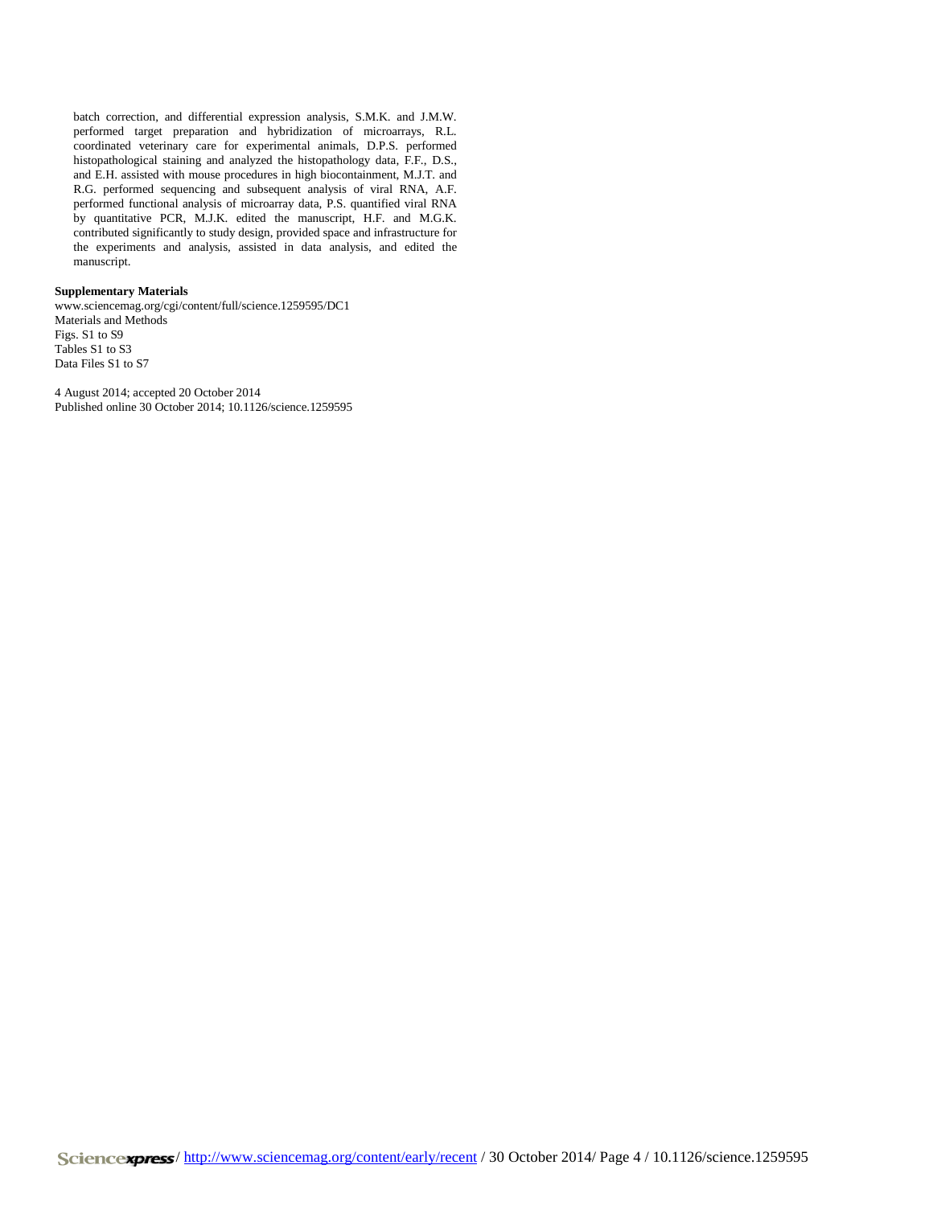batch correction, and differential expression analysis, S.M.K. and J.M.W. performed target preparation and hybridization of microarrays, R.L. coordinated veterinary care for experimental animals, D.P.S. performed histopathological staining and analyzed the histopathology data, F.F., D.S., and E.H. assisted with mouse procedures in high biocontainment, M.J.T. and R.G. performed sequencing and subsequent analysis of viral RNA, A.F. performed functional analysis of microarray data, P.S. quantified viral RNA by quantitative PCR, M.J.K. edited the manuscript, H.F. and M.G.K. contributed significantly to study design, provided space and infrastructure for the experiments and analysis, assisted in data analysis, and edited the manuscript.

**Supplementary Materials**

www.sciencemag.org/cgi/content/full/science.1259595/DC1
Materials and Methods
Figs. S1 to S9
Tables S1 to S3
Data Files S1 to S7

4 August 2014; accepted 20 October 2014
Published online 30 October 2014; 10.1126/science.1259595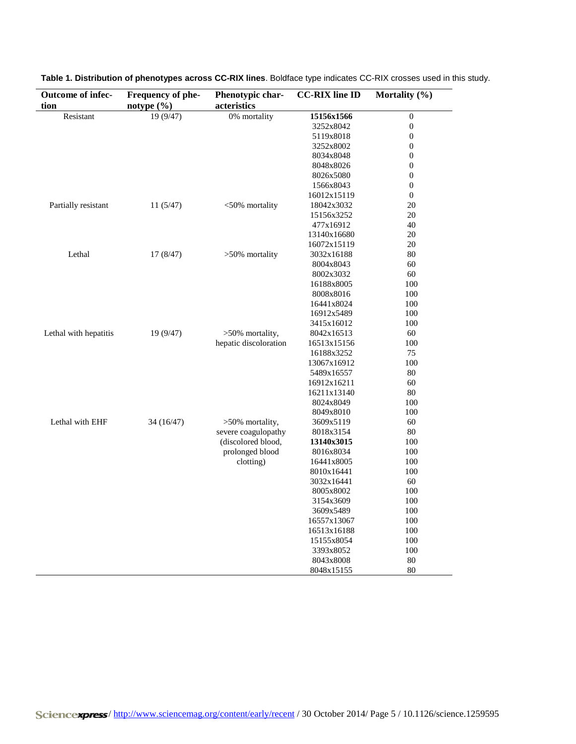**Table 1. Distribution of phenotypes across CC-RIX lines**. Boldface type indicates CC-RIX crosses used in this study.

| Outcome of infection | Frequency of phenotype (%) | Phenotypic characteristics | CC-RIX line ID | Mortality (%) |
|---|---|---|---|---|
| Resistant | 19 (9/47) | 0% mortality | **15156x1566** | 0 |
| | | | 3252x8042 | 0 |
| | | | 5119x8018 | 0 |
| | | | 3252x8002 | 0 |
| | | | 8034x8048 | 0 |
| | | | 8048x8026 | 0 |
| | | | 8026x5080 | 0 |
| | | | 1566x8043 | 0 |
| | | | 16012x15119 | 0 |
| Partially resistant | 11 (5/47) | <50% mortality | 18042x3032 | 20 |
| | | | 15156x3252 | 20 |
| | | | 477x16912 | 40 |
| | | | 13140x16680 | 20 |
| | | | 16072x15119 | 20 |
| Lethal | 17 (8/47) | >50% mortality | 3032x16188 | 80 |
| | | | 8004x8043 | 60 |
| | | | 8002x3032 | 60 |
| | | | 16188x8005 | 100 |
| | | | 8008x8016 | 100 |
| | | | 16441x8024 | 100 |
| | | | 16912x5489 | 100 |
| | | | 3415x16012 | 100 |
| Lethal with hepatitis | 19 (9/47) | >50% mortality, hepatic discoloration | 8042x16513 | 60 |
| | | | 16513x15156 | 100 |
| | | | 16188x3252 | 75 |
| | | | 13067x16912 | 100 |
| | | | 5489x16557 | 80 |
| | | | 16912x16211 | 60 |
| | | | 16211x13140 | 80 |
| | | | 8024x8049 | 100 |
| | | | 8049x8010 | 100 |
| Lethal with EHF | 34 (16/47) | >50% mortality, severe coagulopathy (discolored blood, prolonged blood clotting) | 3609x5119 | 60 |
| | | | 8018x3154 | 80 |
| | | | **13140x3015** | 100 |
| | | | 8016x8034 | 100 |
| | | | 16441x8005 | 100 |
| | | | 8010x16441 | 100 |
| | | | 3032x16441 | 60 |
| | | | 8005x8002 | 100 |
| | | | 3154x3609 | 100 |
| | | | 3609x5489 | 100 |
| | | | 16557x13067 | 100 |
| | | | 16513x16188 | 100 |
| | | | 15155x8054 | 100 |
| | | | 3393x8052 | 100 |
| | | | 8043x8008 | 80 |
| | | | 8048x15155 | 80 |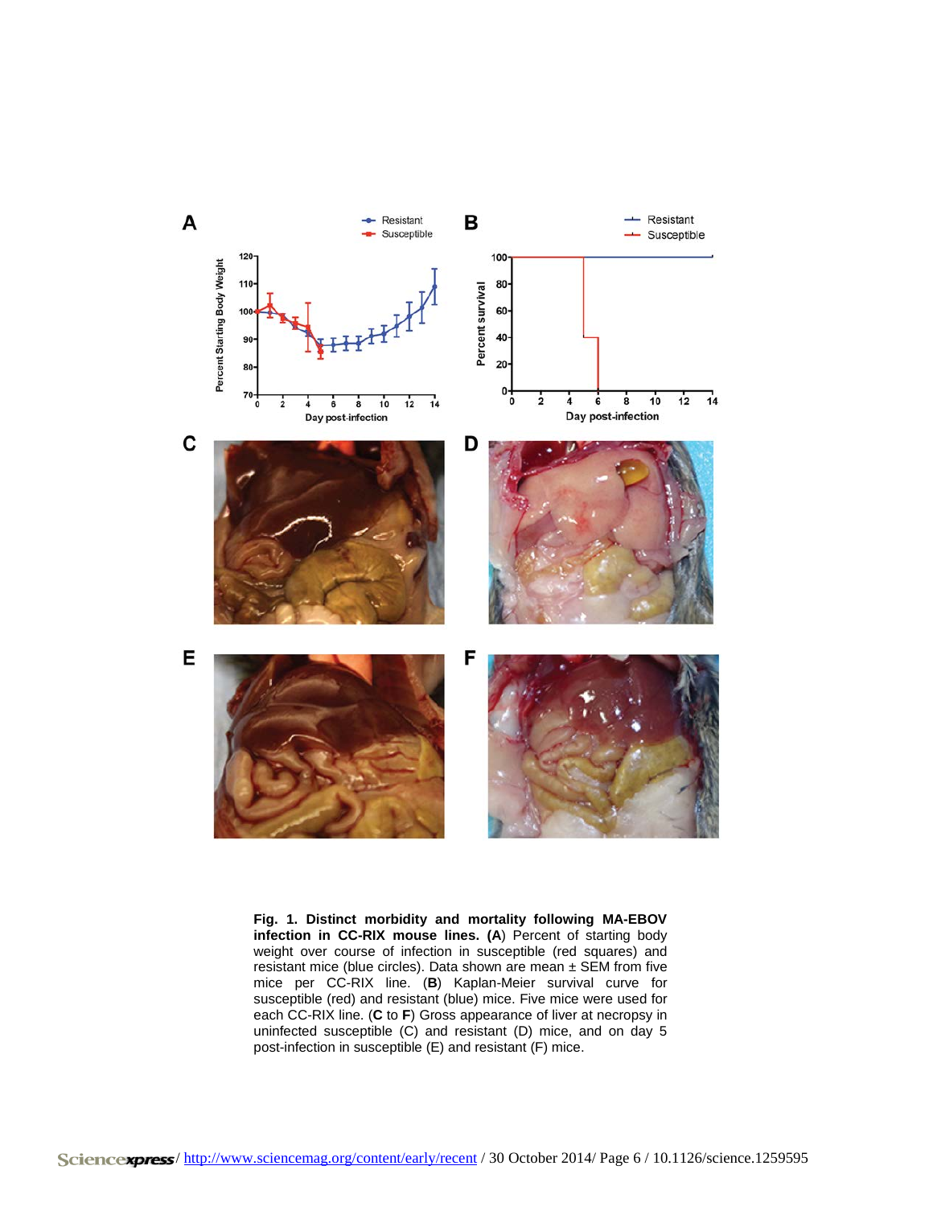**Fig. 1. Distinct morbidity and mortality following MA-EBOV infection in CC-RIX mouse lines. (A)** Percent of starting body weight over course of infection in susceptible (red squares) and resistant mice (blue circles). Data shown are mean ± SEM from five mice per CC-RIX line. (**B**) Kaplan-Meier survival curve for susceptible (red) and resistant (blue) mice. Five mice were used for each CC-RIX line. (**C** to **F**) Gross appearance of liver at necropsy in uninfected susceptible (C) and resistant (D) mice, and on day 5 post-infection in susceptible (E) and resistant (F) mice.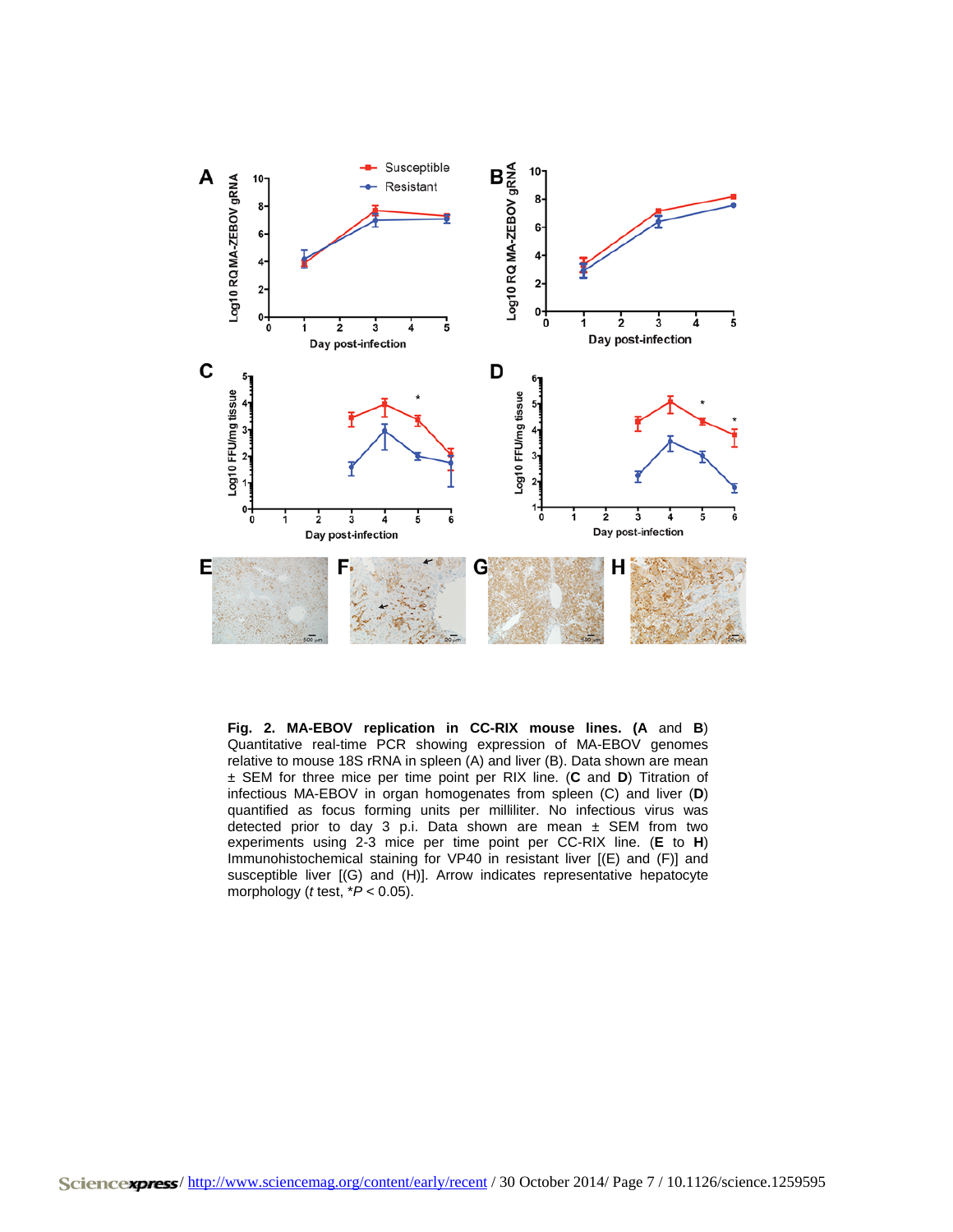**Fig. 2. MA-EBOV replication in CC-RIX mouse lines. (A and B)** Quantitative real-time PCR showing expression of MA-EBOV genomes relative to mouse 18S rRNA in spleen (A) and liver (B). Data shown are mean ± SEM for three mice per time point per RIX line. (**C** and **D**) Titration of infectious MA-EBOV in organ homogenates from spleen (C) and liver (**D**) quantified as focus forming units per milliliter. No infectious virus was detected prior to day 3 p.i. Data shown are mean ± SEM from two experiments using 2-3 mice per time point per CC-RIX line. (**E** to **H**) Immunohistochemical staining for VP40 in resistant liver [(E) and (F)] and susceptible liver [(G) and (H)]. Arrow indicates representative hepatocyte morphology (*t* test, *$P < 0.05$).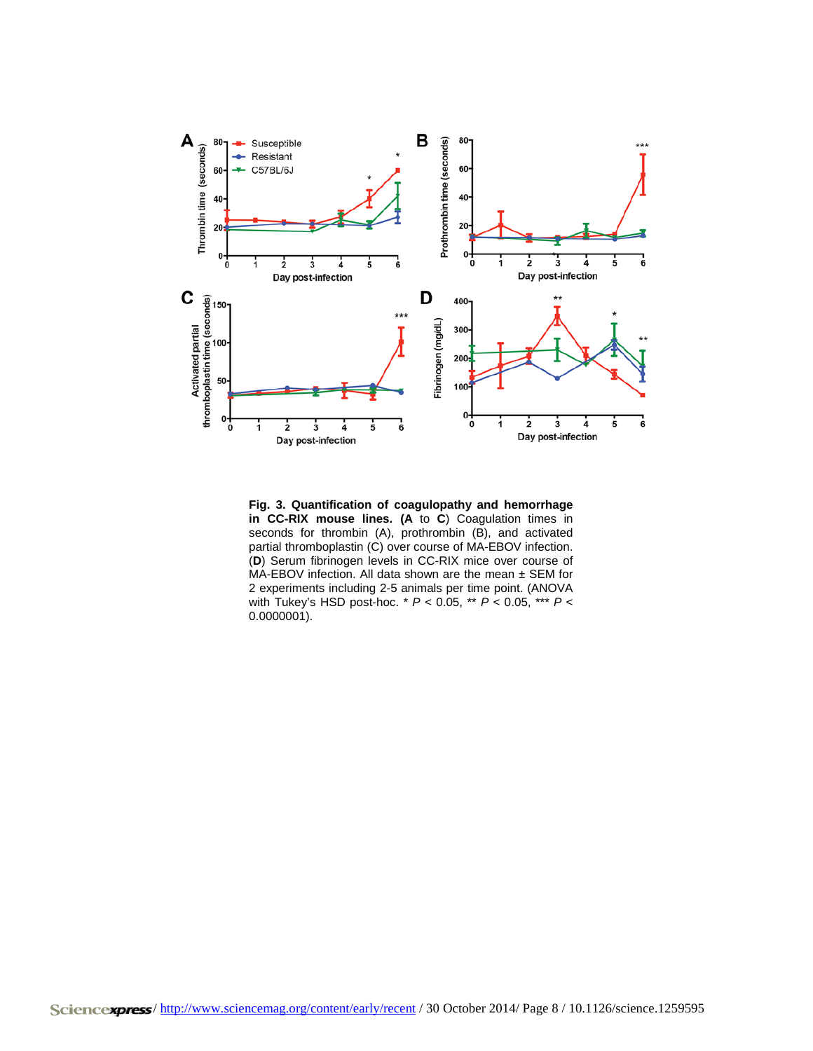**Fig. 3. Quantification of coagulopathy and hemorrhage in CC-RIX mouse lines. (A to C)** Coagulation times in seconds for thrombin (A), prothrombin (B), and activated partial thromboplastin (C) over course of MA-EBOV infection. (**D**) Serum fibrinogen levels in CC-RIX mice over course of MA-EBOV infection. All data shown are the mean ± SEM for 2 experiments including 2-5 animals per time point. (ANOVA with Tukey's HSD post-hoc. * $P < 0.05$, ** $P < 0.05$, *** $P < 0.0000001$).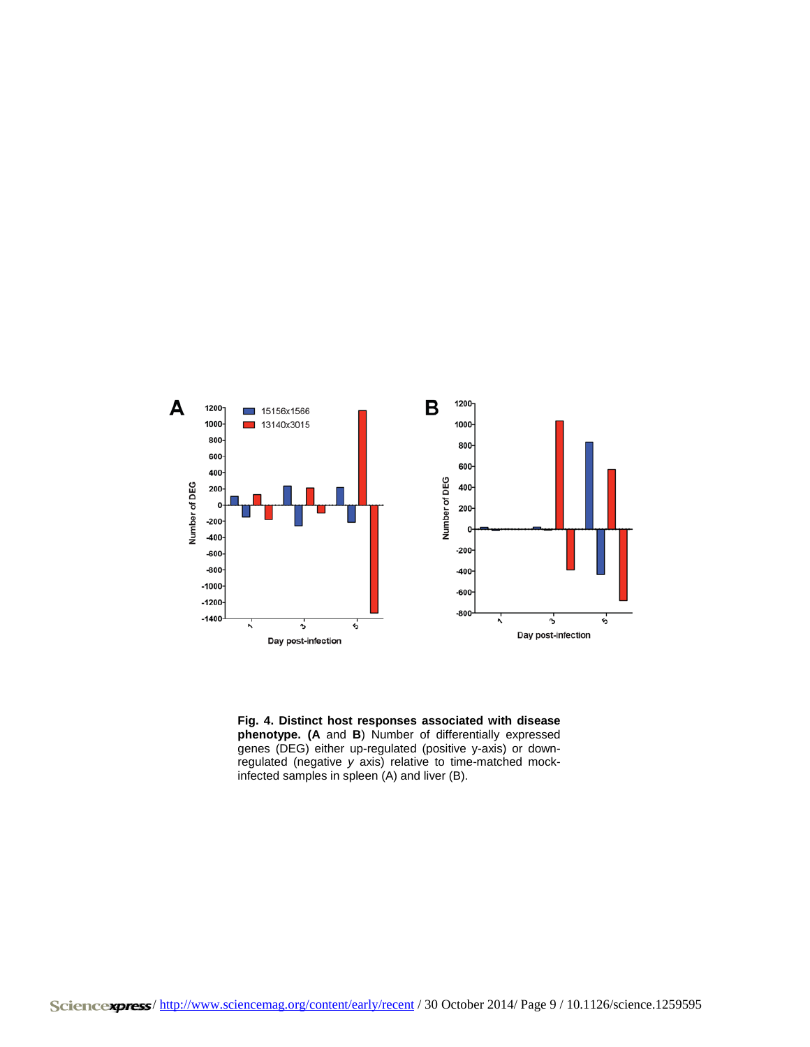A

15156x1566

13140x3015

1200

1000

800

600

400

200

0

-200

-400

-600

-800

-1000

-1200

-1400

Number of DEG

1

3

5

Day post-infection

B

1200

1000

800

600

400

200

0

-200

-400

-600

-800

Number of DEG

1

3

5

Day post-infection

**Fig. 4. Distinct host responses associated with disease phenotype.** (**A** and **B**) Number of differentially expressed genes (DEG) either up-regulated (positive y-axis) or down-regulated (negative *y* axis) relative to time-matched mock-infected samples in spleen (A) and liver (B).